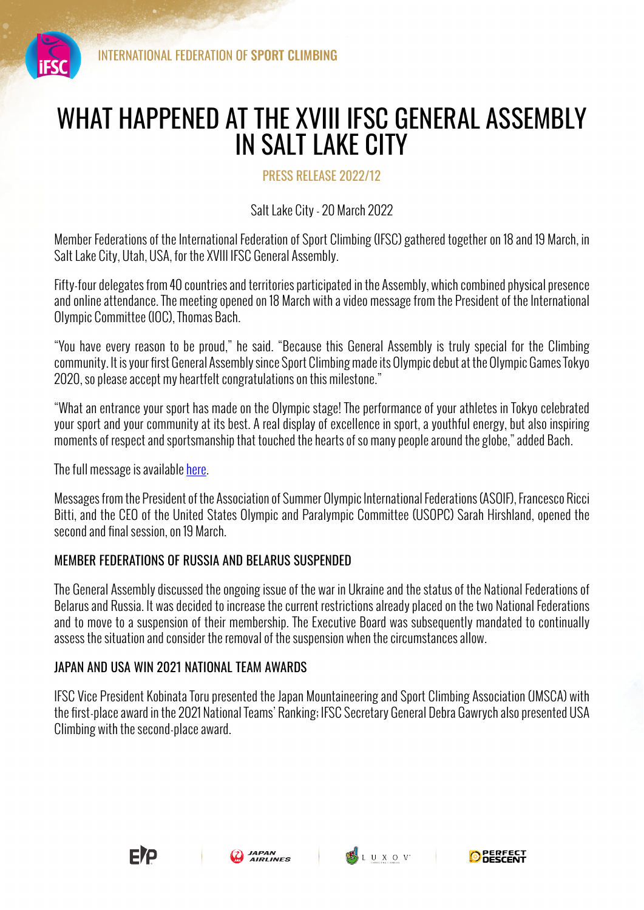INTERNATIONAL FEDERATION OF SPORT CLIMBING

# WHAT HAPPENED AT THE XVIII IFSC GENERAL ASSEMBLY IN SALT LAKE CITY

PRESS RELEASE 2022/12

Salt Lake City - 20 March 2022

Member Federations of the International Federation of Sport Climbing (IFSC) gathered together on 18 and 19 March, in Salt Lake City, Utah, USA, for the XVIII IFSC General Assembly.

Fifty-four delegates from 40 countries and territories participated in the Assembly, which combined physical presence and online attendance. The meeting opened on 18 March with a video message from the President of the International Olympic Committee (IOC), Thomas Bach.

"You have every reason to be proud," he said. "Because this General Assembly is truly special for the Climbing community. It is your first General Assembly since Sport Climbing made its Olympic debut at the Olympic Games Tokyo 2020, so please accept my heartfelt congratulations on this milestone."

"What an entrance your sport has made on the Olympic stage! The performance of your athletes in Tokyo celebrated your sport and your community at its best. A real display of excellence in sport, a youthful energy, but also inspiring moments of respect and sportsmanship that touched the hearts of so many people around the globe," added Bach.

The full message is available here.

Messages from the President of the Association of Summer Olympic International Federations (ASOIF), Francesco Ricci Bitti, and the CEO of the United States Olympic and Paralympic Committee (USOPC) Sarah Hirshland, opened the second and final session, on 19 March.

## MEMBER FEDERATIONS OF RUSSIA AND BELARUS SUSPENDED

The General Assembly discussed the ongoing issue of the war in Ukraine and the status of the National Federations of Belarus and Russia. It was decided to increase the current restrictions already placed on the two National Federations and to move to a suspension of their membership. The Executive Board was subsequently mandated to continually assess the situation and consider the removal of the suspension when the circumstances allow.

## JAPAN AND USA WIN 2021 NATIONAL TEAM AWARDS

IFSC Vice President Kobinata Toru presented the Japan Mountaineering and Sport Climbing Association (JMSCA) with the first-place award in the 2021 National Teams' Ranking; IFSC Secretary General Debra Gawrych also presented USA Climbing with the second-place award.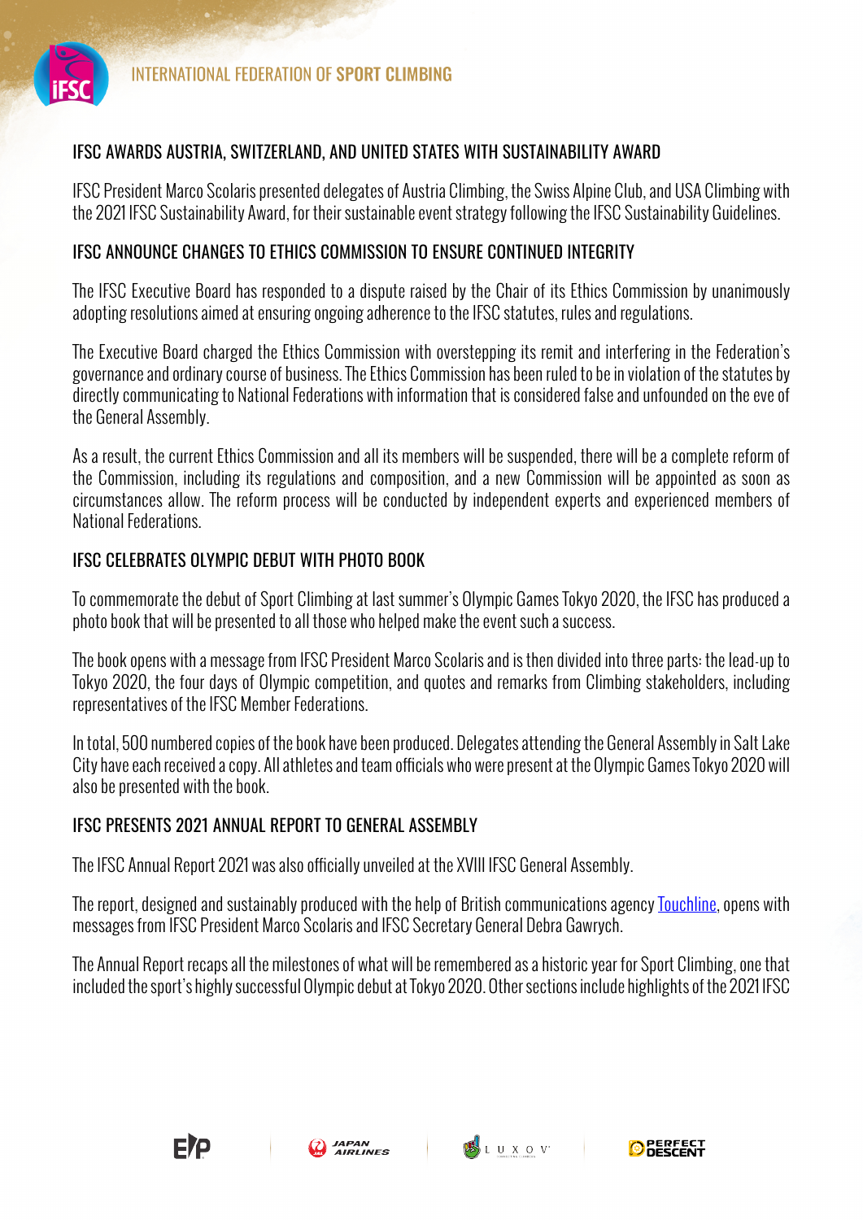## IFSC AWARDS AUSTRIA, SWITZERLAND, AND UNITED STATES WITH SUSTAINABILITY AWARD

IFSC President Marco Scolaris presented delegates of Austria Climbing, the Swiss Alpine Club, and USA Climbing with the 2021 IFSC Sustainability Award, for their sustainable event strategy following the IFSC Sustainability Guidelines.

## IFSC ANNOUNCE CHANGES TO ETHICS COMMISSION TO ENSURE CONTINUED INTEGRITY

The IFSC Executive Board has responded to a dispute raised by the Chair of its Ethics Commission by unanimously adopting resolutions aimed at ensuring ongoing adherence to the IFSC statutes, rules and regulations.

The Executive Board charged the Ethics Commission with overstepping its remit and interfering in the Federation's governance and ordinary course of business. The Ethics Commission has been ruled to be in violation of the statutes by directly communicating to National Federations with information that is considered false and unfounded on the eve of the General Assembly.

As a result, the current Ethics Commission and all its members will be suspended, there will be a complete reform of the Commission, including its regulations and composition, and a new Commission will be appointed as soon as circumstances allow. The reform process will be conducted by independent experts and experienced members of National Federations.

## IFSC CELEBRATES OLYMPIC DEBUT WITH PHOTO BOOK

To commemorate the debut of Sport Climbing at last summer's Olympic Games Tokyo 2020, the IFSC has produced a photo book that will be presented to all those who helped make the event such a success.

The book opens with a message from IFSC President Marco Scolaris and is then divided into three parts: the lead-up to Tokyo 2020, the four days of Olympic competition, and quotes and remarks from Climbing stakeholders, including representatives of the IFSC Member Federations.

In total, 500 numbered copies of the book have been produced. Delegates attending the General Assembly in Salt Lake City have each received a copy. All athletes and team officials who were present at the Olympic Games Tokyo 2020 will also be presented with the book.

## IFSC PRESENTS 2021 ANNUAL REPORT TO GENERAL ASSEMBLY

The IFSC Annual Report 2021 was also officially unveiled at the XVIII IFSC General Assembly.

The report, designed and sustainably produced with the help of British communications agency Touchline, opens with messages from IFSC President Marco Scolaris and IFSC Secretary General Debra Gawrych.

The Annual Report recaps all the milestones of what will be remembered as a historic year for Sport Climbing, one that included the sport's highly successful Olympic debut at Tokyo 2020. Other sections include highlights of the 2021 IFSC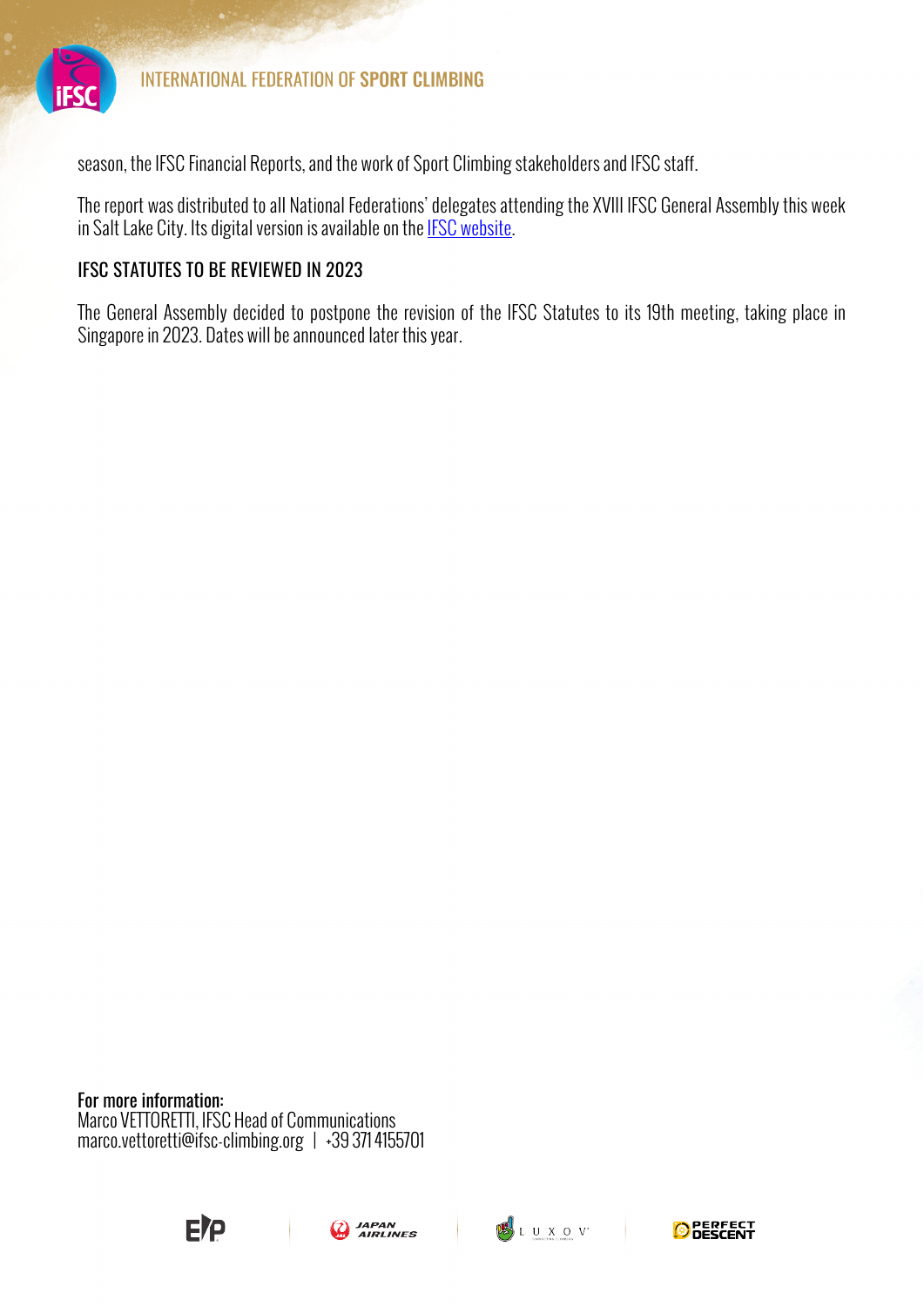season, the IFSC Financial Reports, and the work of Sport Climbing stakeholders and IFSC staff.

The report was distributed to all National Federations' delegates attending the XVIII IFSC General Assembly this week in Salt Lake City. Its digital version is available on the IFSC website.

## IFSC STATUTES TO BE REVIEWED IN 2023

The General Assembly decided to postpone the revision of the IFSC Statutes to its 19th meeting, taking place in Singapore in 2023. Dates will be announced later this year.

**For more information:**
Marco VETTORETTI, IFSC Head of Communications
marco.vettoretti@ifsc-climbing.org | +39 371 4155701